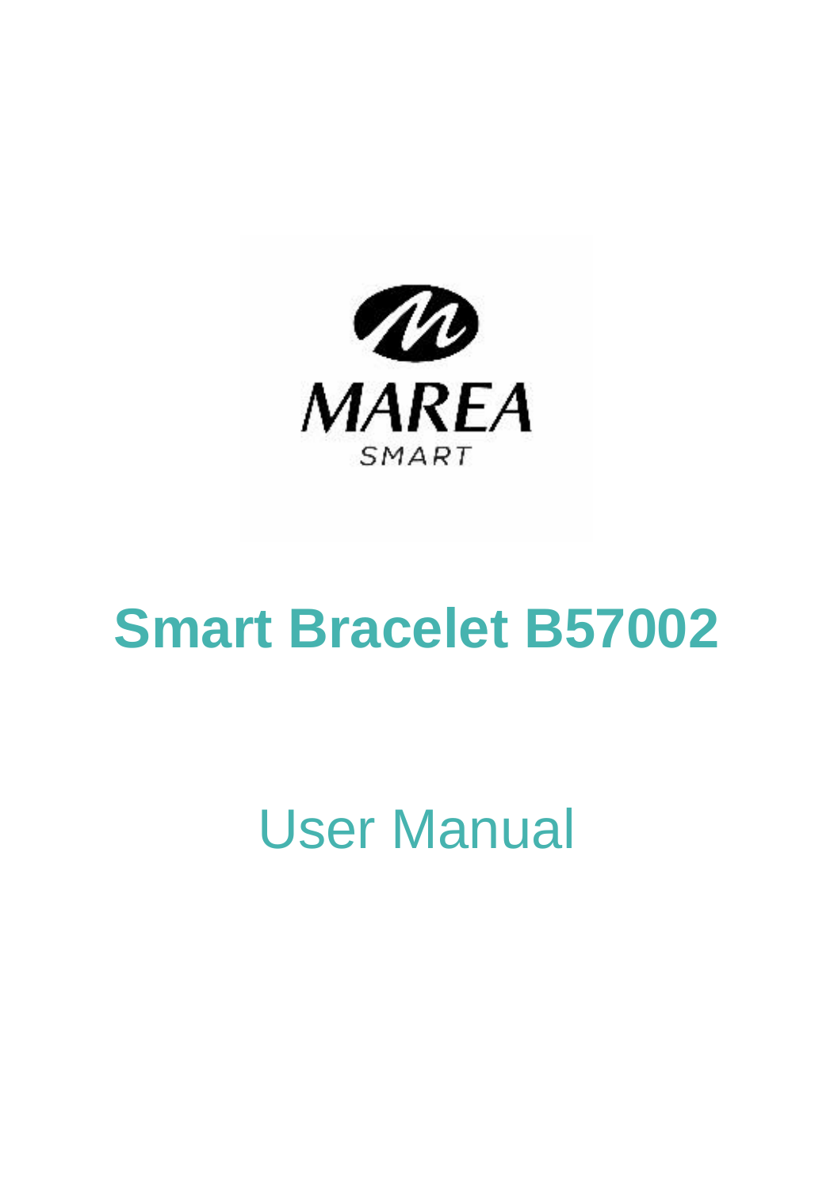MAREA

SMART

# Smart Bracelet B57002

## User Manual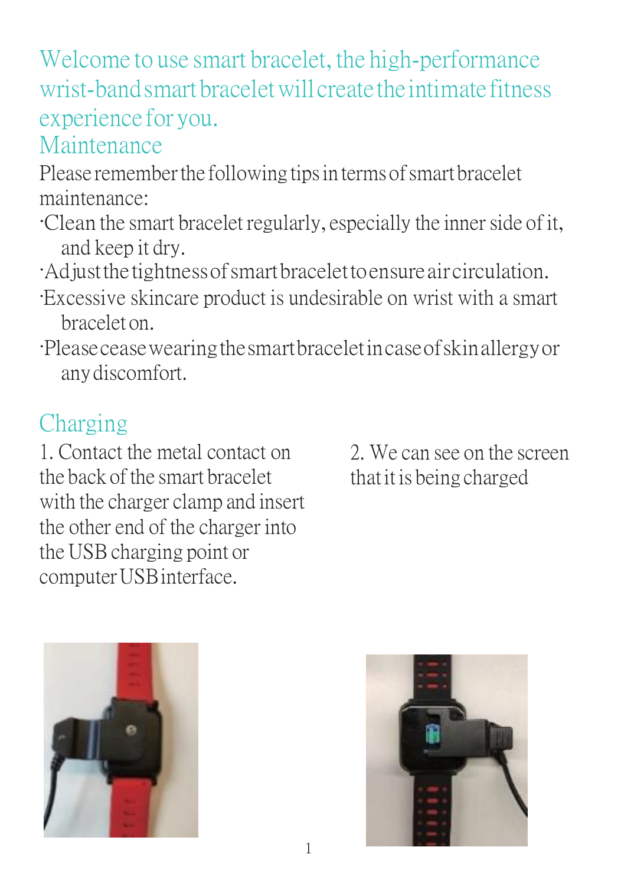Welcome to use smart bracelet, the high-performance wrist-band smart bracelet will create the intimate fitness experience for you.

## Maintenance

Please remember the following tips in terms of smart bracelet maintenance:

- Clean the smart bracelet regularly, especially the inner side of it, and keep it dry.
- Adjust the tightness of smart bracelet to ensure air circulation.
- Excessive skincare product is undesirable on wrist with a smart bracelet on.
- Please cease wearing the smart bracelet in case of skin allergy or any discomfort.

## Charging

1. Contact the metal contact on the back of the smart bracelet with the charger clamp and insert the other end of the charger into the USB charging point or computer USB interface.

2. We can see on the screen that it is being charged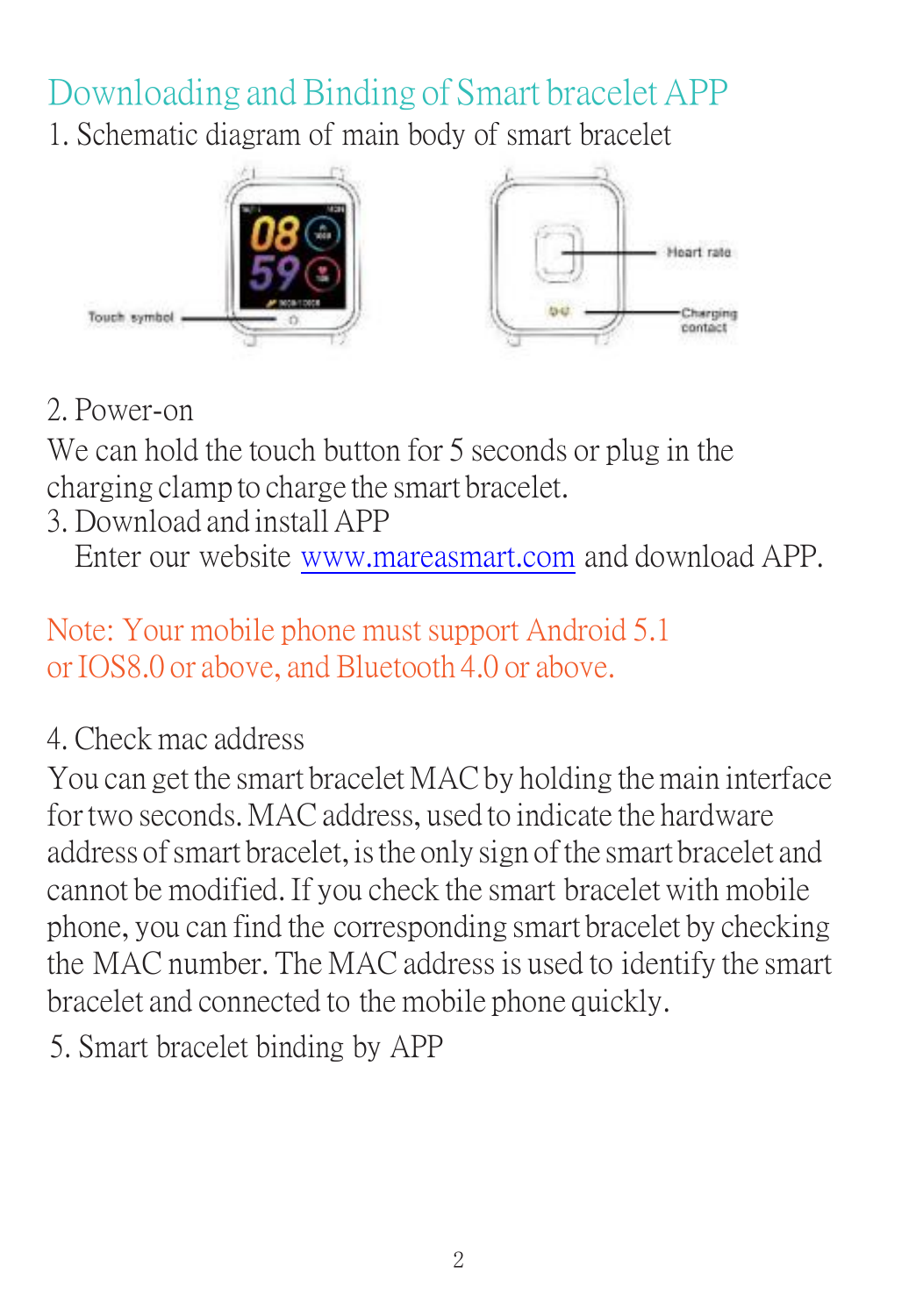# Downloading and Binding of Smart bracelet APP

1. Schematic diagram of main body of smart bracelet

Touch symbol

Heart rate

Charging contact

2. Power-on

We can hold the touch button for 5 seconds or plug in the charging clamp to charge the smart bracelet.

3. Download and install APP

Enter our website www.mareasmart.com and download APP.

Note: Your mobile phone must support Android 5.1 or IOS8.0 or above, and Bluetooth 4.0 or above.

4. Check mac address

You can get the smart bracelet MAC by holding the main interface for two seconds. MAC address, used to indicate the hardware address of smart bracelet, is the only sign of the smart bracelet and cannot be modified. If you check the smart bracelet with mobile phone, you can find the corresponding smart bracelet by checking the MAC number. The MAC address is used to identify the smart bracelet and connected to the mobile phone quickly.

5. Smart bracelet binding by APP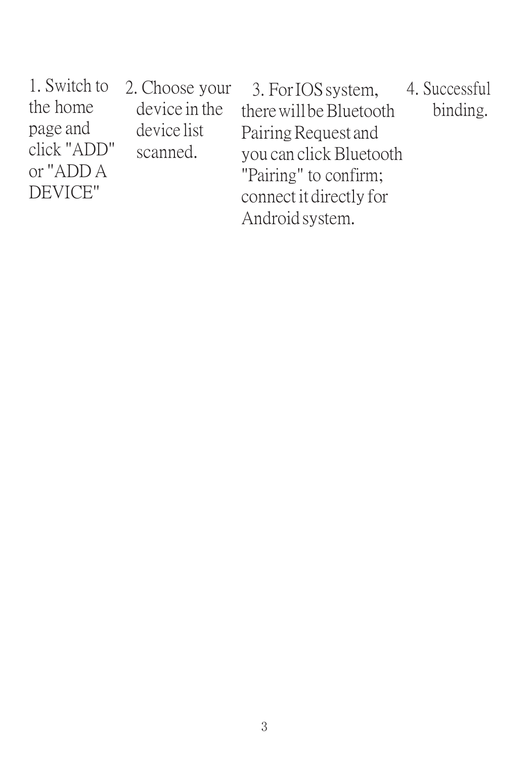1. Switch to the home page and click "ADD" or "ADD A DEVICE"

2. Choose your device in the device list scanned.

3. For IOS system, there will be Bluetooth Pairing Request and you can click Bluetooth "Pairing" to confirm; connect it directly for Android system.

4. Successful binding.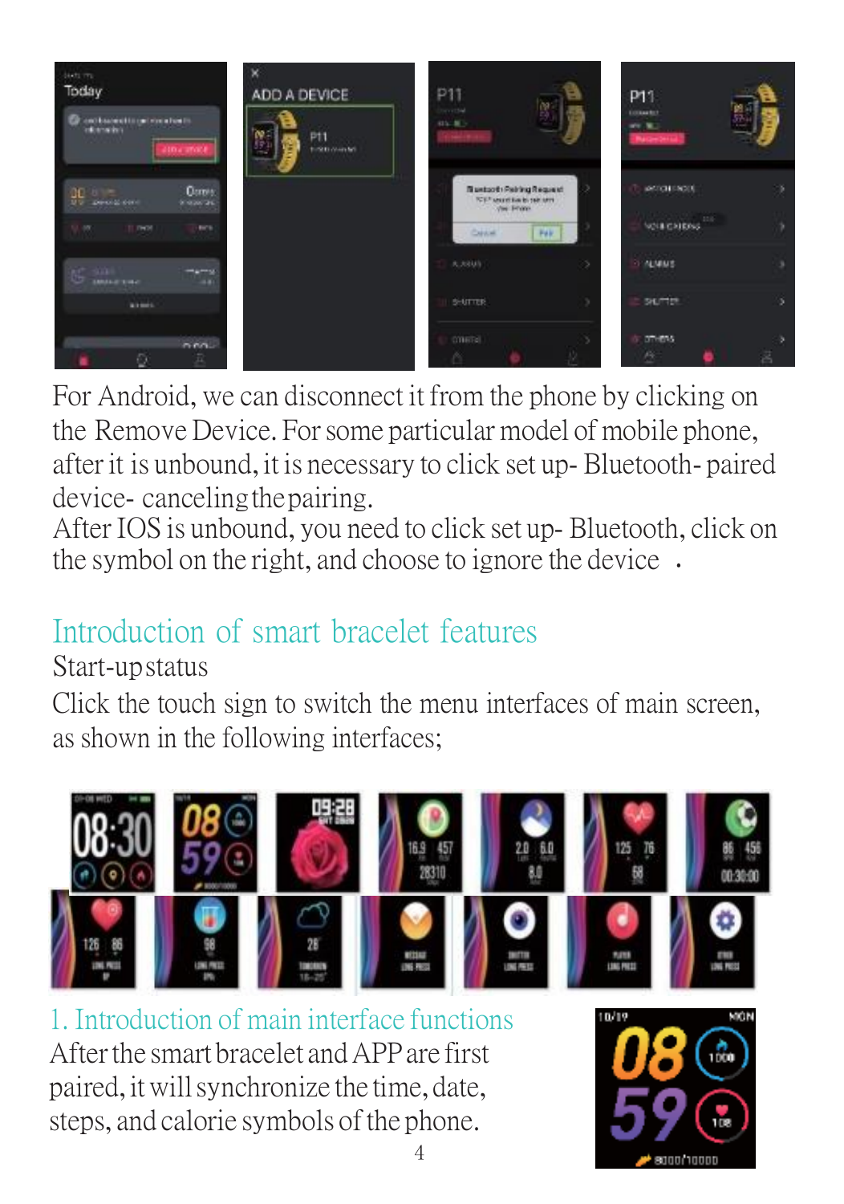For Android, we can disconnect it from the phone by clicking on the Remove Device. For some particular model of mobile phone, after it is unbound, it is necessary to click set up- Bluetooth- paired device- canceling the pairing.
After IOS is unbound, you need to click set up- Bluetooth, click on the symbol on the right, and choose to ignore the device .

## Introduction of smart bracelet features

Start-up status

Click the touch sign to switch the menu interfaces of main screen, as shown in the following interfaces;

### 1. Introduction of main interface functions

After the smart bracelet and APP are first paired, it will synchronize the time, date, steps, and calorie symbols of the phone.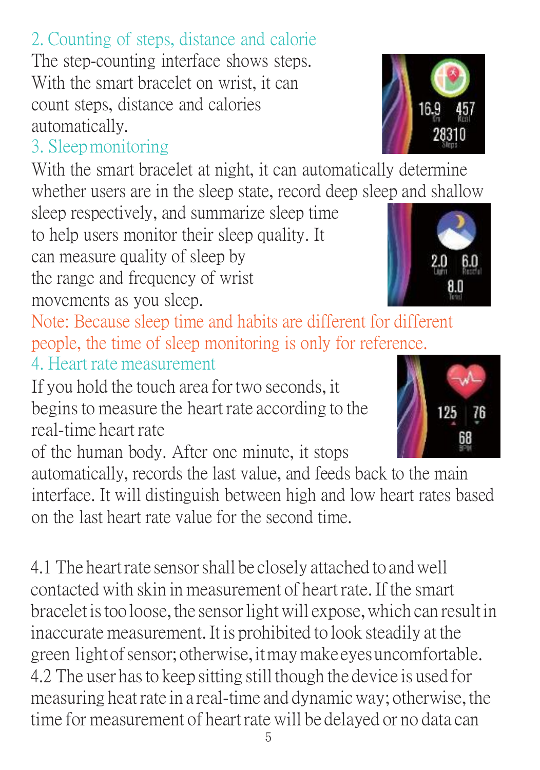## 2. Counting of steps, distance and calorie

The step-counting interface shows steps. With the smart bracelet on wrist, it can count steps, distance and calories automatically.

## 3. Sleep monitoring

With the smart bracelet at night, it can automatically determine whether users are in the sleep state, record deep sleep and shallow sleep respectively, and summarize sleep time to help users monitor their sleep quality. It can measure quality of sleep by the range and frequency of wrist movements as you sleep.

Note: Because sleep time and habits are different for different people, the time of sleep monitoring is only for reference.

## 4. Heart rate measurement

If you hold the touch area for two seconds, it begins to measure the heart rate according to the real-time heart rate of the human body. After one minute, it stops automatically, records the last value, and feeds back to the main interface. It will distinguish between high and low heart rates based on the last heart rate value for the second time.

4.1 The heart rate sensor shall be closely attached to and well contacted with skin in measurement of heart rate. If the smart bracelet is too loose, the sensor light will expose, which can result in inaccurate measurement. It is prohibited to look steadily at the green light of sensor; otherwise, it may make eyes uncomfortable.

4.2 The user has to keep sitting still though the device is used for measuring heat rate in a real-time and dynamic way; otherwise, the time for measurement of heart rate will be delayed or no data can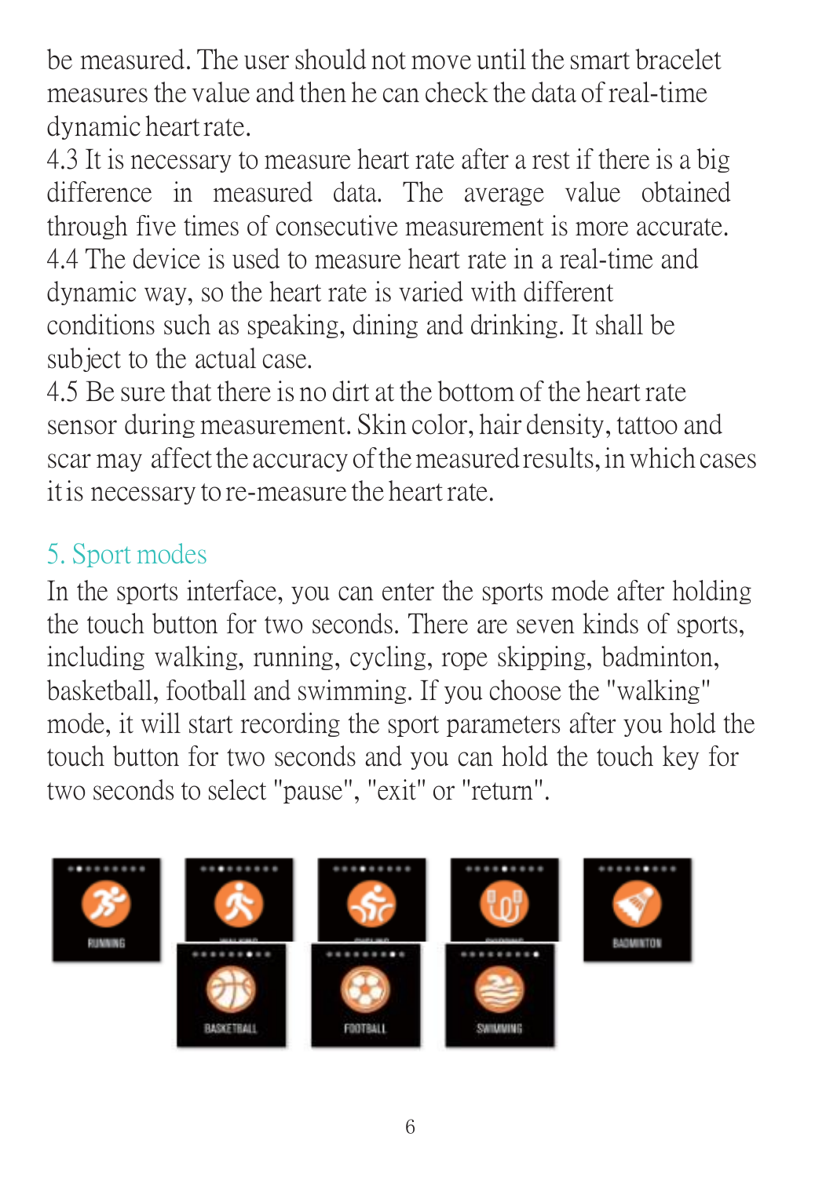be measured. The user should not move until the smart bracelet measures the value and then he can check the data of real-time dynamic heart rate.

4.3 It is necessary to measure heart rate after a rest if there is a big difference in measured data. The average value obtained through five times of consecutive measurement is more accurate.

4.4 The device is used to measure heart rate in a real-time and dynamic way, so the heart rate is varied with different conditions such as speaking, dining and drinking. It shall be subject to the actual case.

4.5 Be sure that there is no dirt at the bottom of the heart rate sensor during measurement. Skin color, hair density, tattoo and scar may affect the accuracy of the measured results, in which cases it is necessary to re-measure the heart rate.

## 5. Sport modes

In the sports interface, you can enter the sports mode after holding the touch button for two seconds. There are seven kinds of sports, including walking, running, cycling, rope skipping, badminton, basketball, football and swimming. If you choose the "walking" mode, it will start recording the sport parameters after you hold the touch button for two seconds and you can hold the touch key for two seconds to select "pause", "exit" or "return".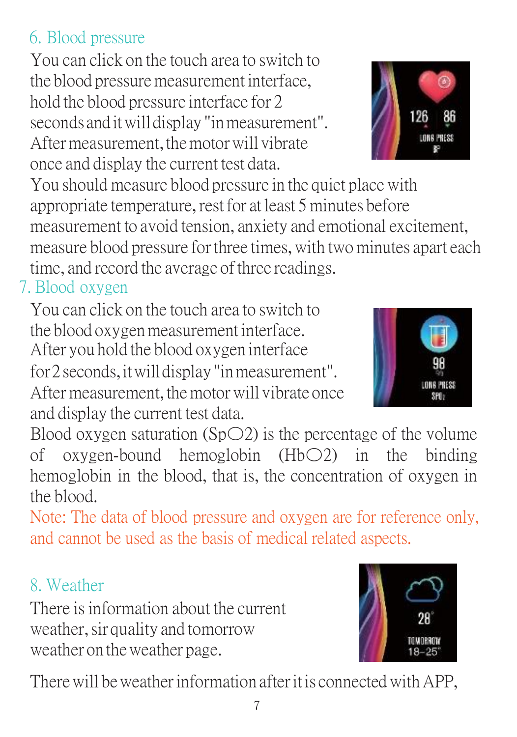## 6. Blood pressure

You can click on the touch area to switch to the blood pressure measurement interface, hold the blood pressure interface for 2 seconds and it will display "in measurement". After measurement, the motor will vibrate once and display the current test data.

You should measure blood pressure in the quiet place with appropriate temperature, rest for at least 5 minutes before measurement to avoid tension, anxiety and emotional excitement, measure blood pressure for three times, with two minutes apart each time, and record the average of three readings.

## 7. Blood oxygen

You can click on the touch area to switch to the blood oxygen measurement interface. After you hold the blood oxygen interface for 2 seconds, it will display "in measurement". After measurement, the motor will vibrate once and display the current test data.

Blood oxygen saturation (Sp〇2) is the percentage of the volume of oxygen-bound hemoglobin (Hb〇2) in the binding hemoglobin in the blood, that is, the concentration of oxygen in the blood.

Note: The data of blood pressure and oxygen are for reference only, and cannot be used as the basis of medical related aspects.

## 8. Weather

There is information about the current weather, sir quality and tomorrow weather on the weather page.

There will be weather information after it is connected with APP,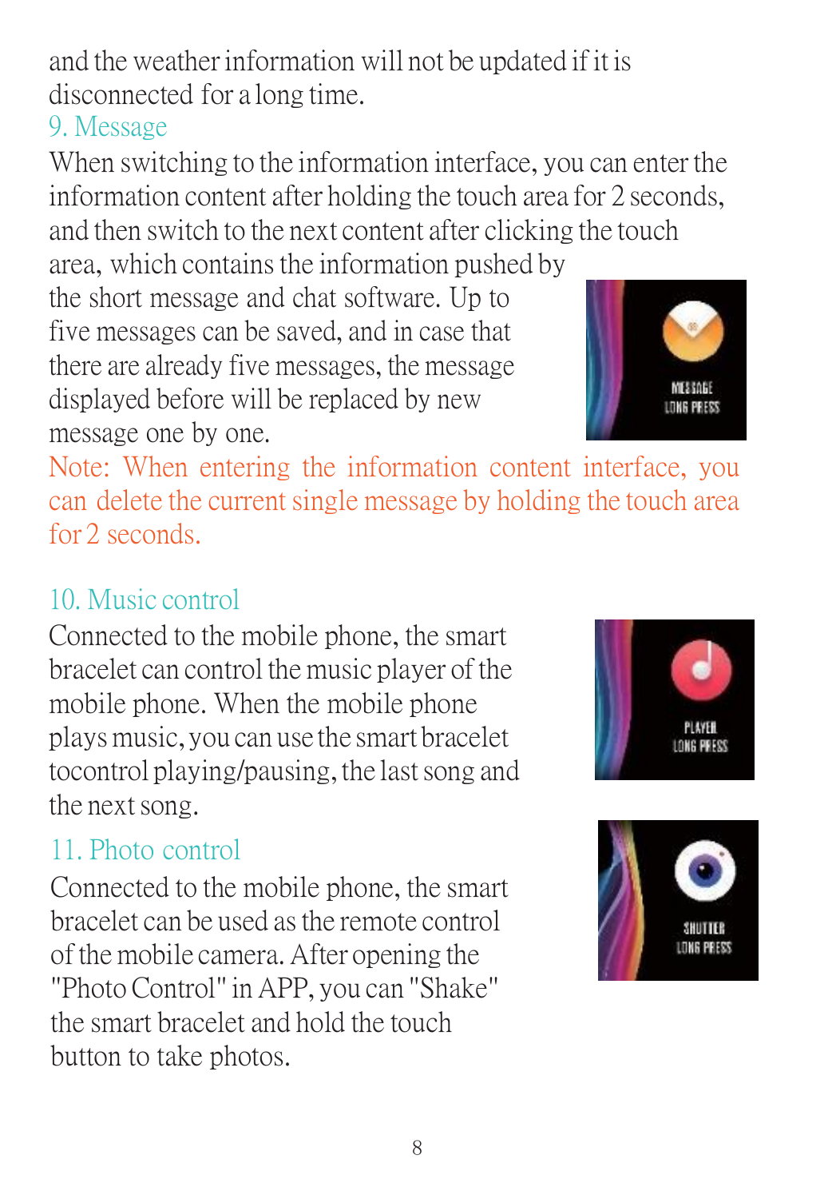and the weather information will not be updated if it is disconnected for a long time.

## 9. Message

When switching to the information interface, you can enter the information content after holding the touch area for 2 seconds, and then switch to the next content after clicking the touch area, which contains the information pushed by the short message and chat software. Up to five messages can be saved, and in case that there are already five messages, the message displayed before will be replaced by new message one by one.

Note: When entering the information content interface, you can delete the current single message by holding the touch area for 2 seconds.

## 10. Music control

Connected to the mobile phone, the smart bracelet can control the music player of the mobile phone. When the mobile phone plays music, you can use the smart bracelet tocontrol playing/pausing, the last song and the next song.

## 11. Photo control

Connected to the mobile phone, the smart bracelet can be used as the remote control of the mobile camera. After opening the "Photo Control" in APP, you can "Shake" the smart bracelet and hold the touch button to take photos.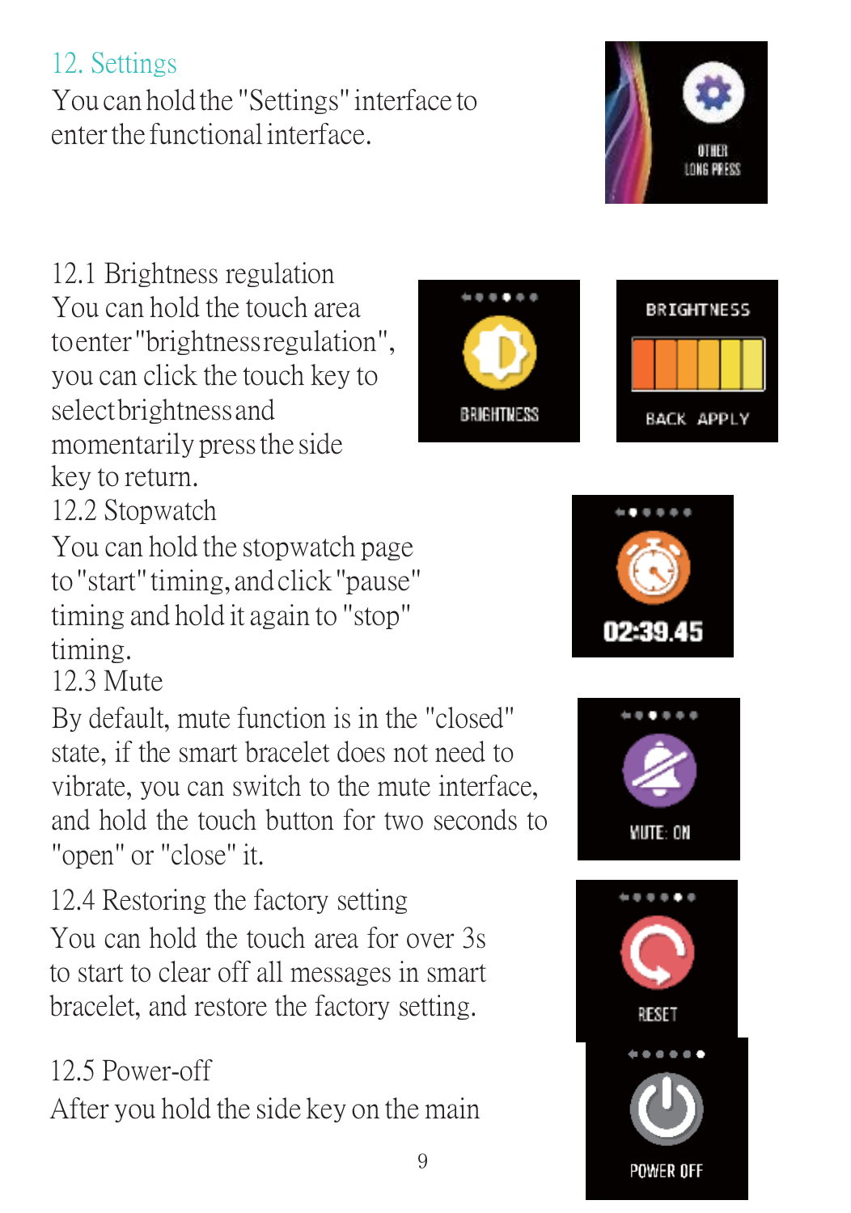## 12. Settings

You can hold the "Settings" interface to enter the functional interface.

### 12.1 Brightness regulation

You can hold the touch area to enter "brightness regulation", you can click the touch key to select brightness and momentarily press the side key to return.

### 12.2 Stopwatch

You can hold the stopwatch page to "start" timing, and click "pause" timing and hold it again to "stop" timing.

### 12.3 Mute

By default, mute function is in the "closed" state, if the smart bracelet does not need to vibrate, you can switch to the mute interface, and hold the touch button for two seconds to "open" or "close" it.

### 12.4 Restoring the factory setting

You can hold the touch area for over 3s to start to clear off all messages in smart bracelet, and restore the factory setting.

### 12.5 Power-off

After you hold the side key on the main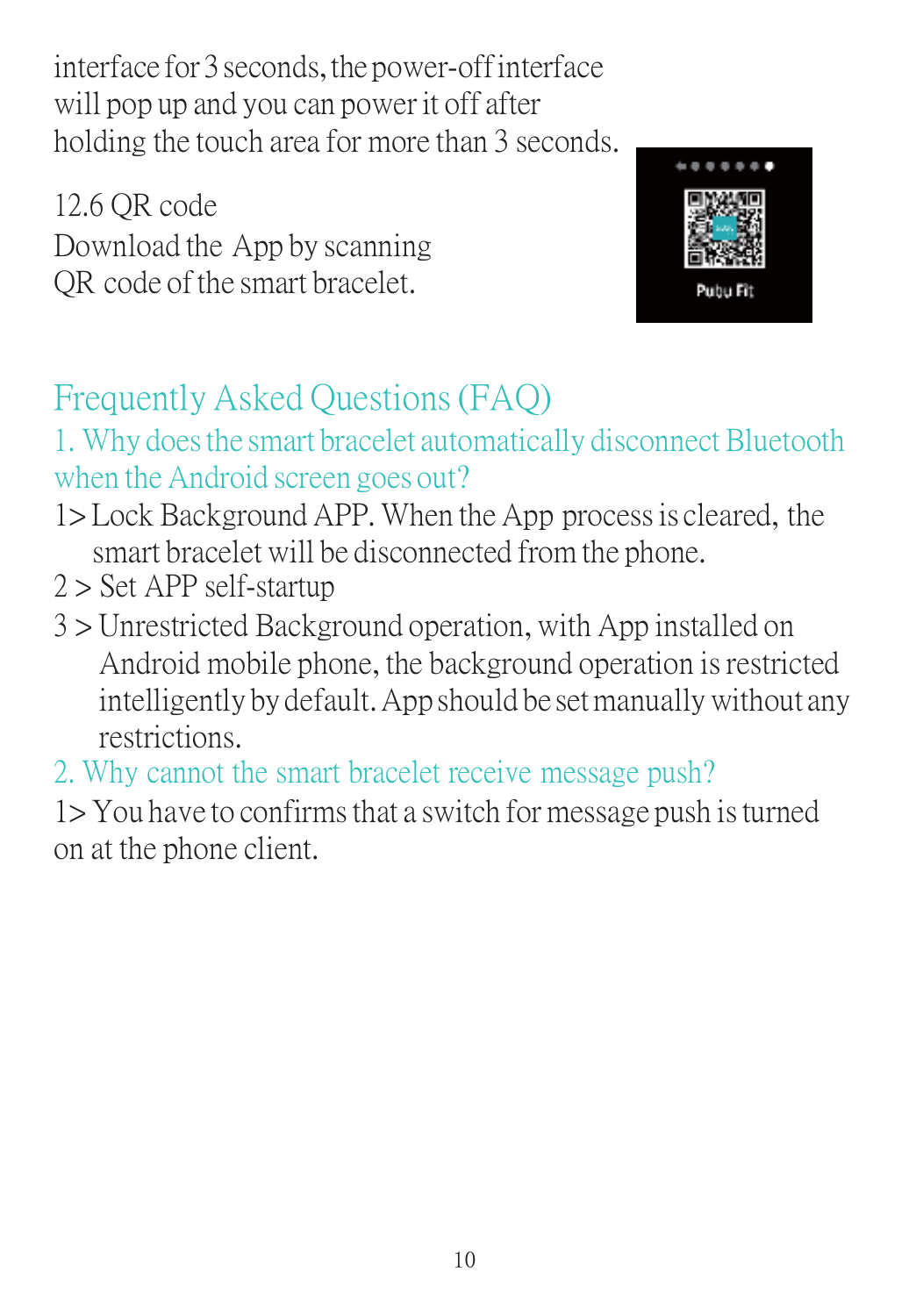interface for 3 seconds, the power-off interface will pop up and you can power it off after holding the touch area for more than 3 seconds.

12.6 QR code
Download the App by scanning QR code of the smart bracelet.

## Frequently Asked Questions (FAQ)

### 1. Why does the smart bracelet automatically disconnect Bluetooth when the Android screen goes out?

1> Lock Background APP. When the App process is cleared, the smart bracelet will be disconnected from the phone.

2 > Set APP self-startup

3 > Unrestricted Background operation, with App installed on Android mobile phone, the background operation is restricted intelligently by default. App should be set manually without any restrictions.

### 2. Why cannot the smart bracelet receive message push?

1> You have to confirms that a switch for message push is turned on at the phone client.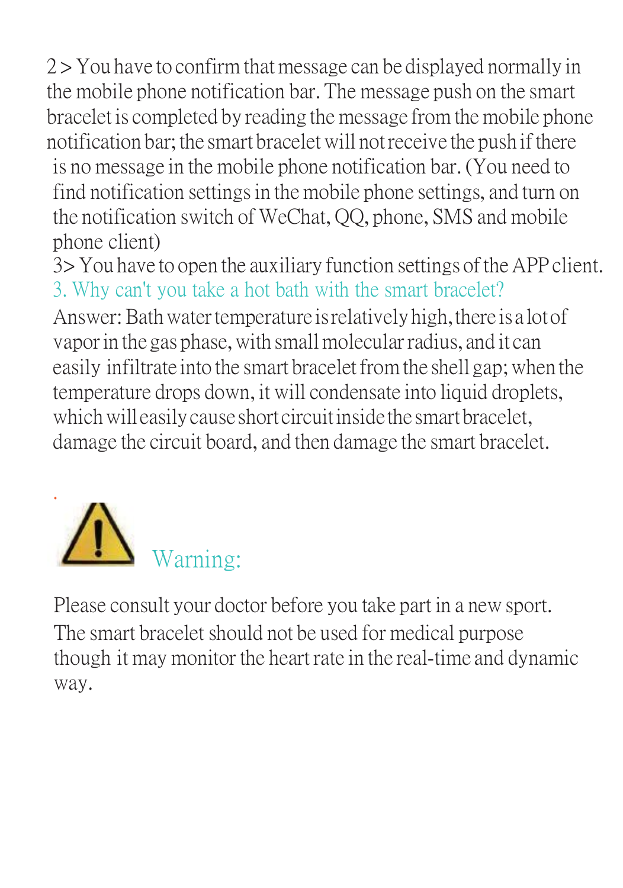2 > You have to confirm that message can be displayed normally in the mobile phone notification bar. The message push on the smart bracelet is completed by reading the message from the mobile phone notification bar; the smart bracelet will not receive the push if there is no message in the mobile phone notification bar. (You need to find notification settings in the mobile phone settings, and turn on the notification switch of WeChat, QQ, phone, SMS and mobile phone client)

3> You have to open the auxiliary function settings of the APP client.

### 3. Why can't you take a hot bath with the smart bracelet?

Answer: Bath water temperature is relatively high, there is a lot of vapor in the gas phase, with small molecular radius, and it can easily infiltrate into the smart bracelet from the shell gap; when the temperature drops down, it will condensate into liquid droplets, which will easily cause short circuit inside the smart bracelet, damage the circuit board, and then damage the smart bracelet.

## Warning:

Please consult your doctor before you take part in a new sport. The smart bracelet should not be used for medical purpose though it may monitor the heart rate in the real-time and dynamic way.